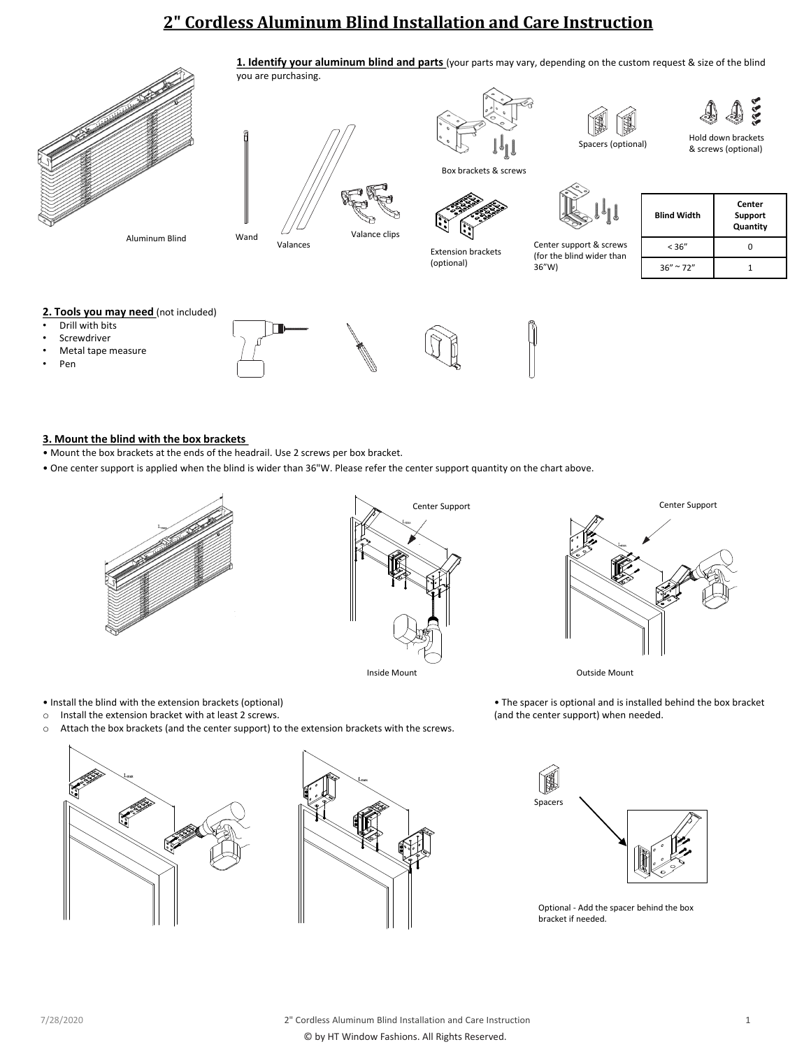# 2" Cordless Aluminum Blind Installation and Care Instruction

## 1. Identify your aluminum blind and parts

(your parts may vary, depending on the custom request & size of the blind you are purchasing.

Aluminum Blind

Wand

Valances

Valance clips

Box brackets & screws

Spacers (optional)

Hold down brackets & screws (optional)

Extension brackets (optional)

Center support & screws (for the blind wider than 36"W)

| Blind Width | Center Support Quantity |
|---|---|
| < 36" | 0 |
| 36" ~ 72" | 1 |

## 2. Tools you may need (not included)

- Drill with bits
- Screwdriver
- Metal tape measure
- Pen

## 3. Mount the blind with the box brackets

- Mount the box brackets at the ends of the headrail. Use 2 screws per box bracket.
- One center support is applied when the blind is wider than 36"W. Please refer the center support quantity on the chart above.

Center Support

Center Support

Inside Mount

Outside Mount

- Install the blind with the extension brackets (optional)
    - Install the extension bracket with at least 2 screws.
    - Attach the box brackets (and the center support) to the extension brackets with the screws.

- The spacer is optional and is installed behind the box bracket (and the center support) when needed.

Spacers

Optional - Add the spacer behind the box bracket if needed.

© by HT Window Fashions. All Rights Reserved.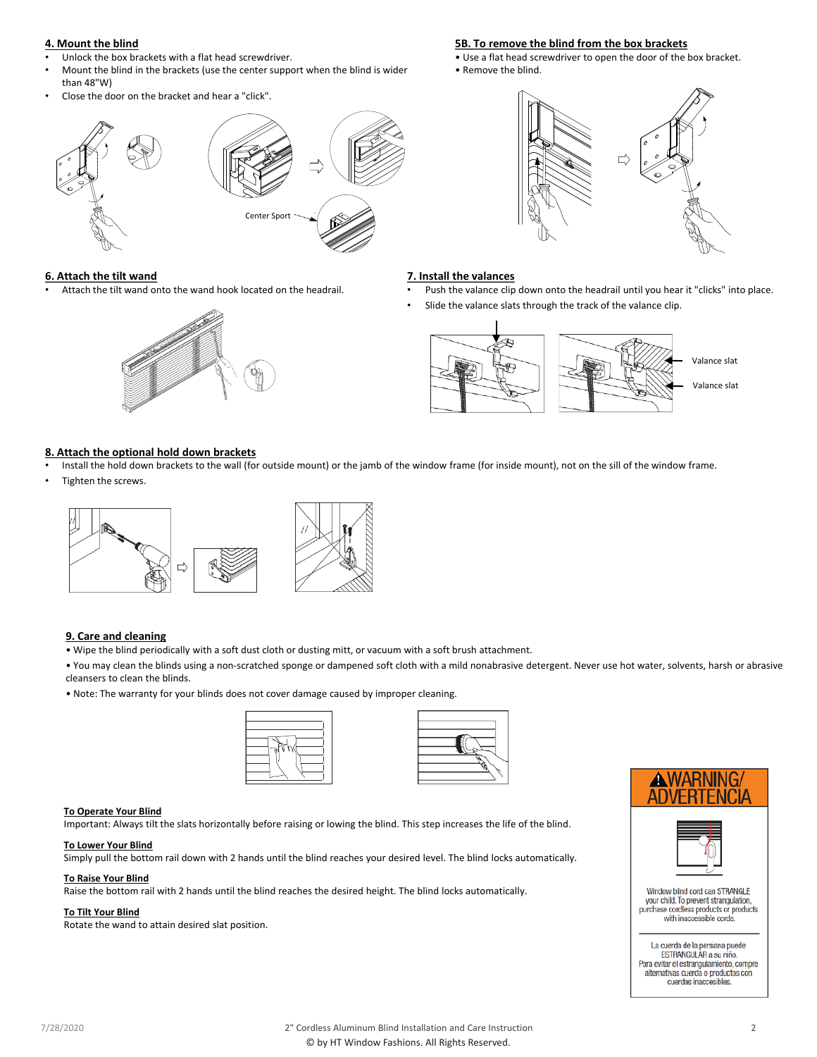## 4. Mount the blind

- Unlock the box brackets with a flat head screwdriver.
- Mount the blind in the brackets (use the center support when the blind is wider than 48"W)
- Close the door on the bracket and hear a "click".

Center Sport

## 5B. To remove the blind from the box brackets

- Use a flat head screwdriver to open the door of the box bracket.
- Remove the blind.

## 6. Attach the tilt wand

- Attach the tilt wand onto the wand hook located on the headrail.

## 7. Install the valances

- Push the valance clip down onto the headrail until you hear it "clicks" into place.
- Slide the valance slats through the track of the valance clip.

Valance slat

Valance slat

## 8. Attach the optional hold down brackets

- Install the hold down brackets to the wall (for outside mount) or the jamb of the window frame (for inside mount), not on the sill of the window frame.
- Tighten the screws.

## 9. Care and cleaning

- Wipe the blind periodically with a soft dust cloth or dusting mitt, or vacuum with a soft brush attachment.
- You may clean the blinds using a non-scratched sponge or dampened soft cloth with a mild nonabrasive detergent. Never use hot water, solvents, harsh or abrasive cleansers to clean the blinds.
- Note: The warranty for your blinds does not cover damage caused by improper cleaning.

### To Operate Your Blind

Important: Always tilt the slats horizontally before raising or lowing the blind. This step increases the life of the blind.

### To Lower Your Blind

Simply pull the bottom rail down with 2 hands until the blind reaches your desired level. The blind locks automatically.

### To Raise Your Blind

Raise the bottom rail with 2 hands until the blind reaches the desired height. The blind locks automatically.

### To Tilt Your Blind

Rotate the wand to attain desired slat position.

**WARNING/ ADVERTENCIA**

Window blind cord can STRANGLE your child. To prevent strangulation, purchase cordless products or products with inaccessible cords.

La cuerda de la persiana puede ESTRANGULAR a su niño. Para evitar el estrangulamiento, compre alternativas cuerda o productos con cuerdas inaccesibles.

7/28/2020 2" Cordless Aluminum Blind Installation and Care Instruction

© by HT Window Fashions. All Rights Reserved.